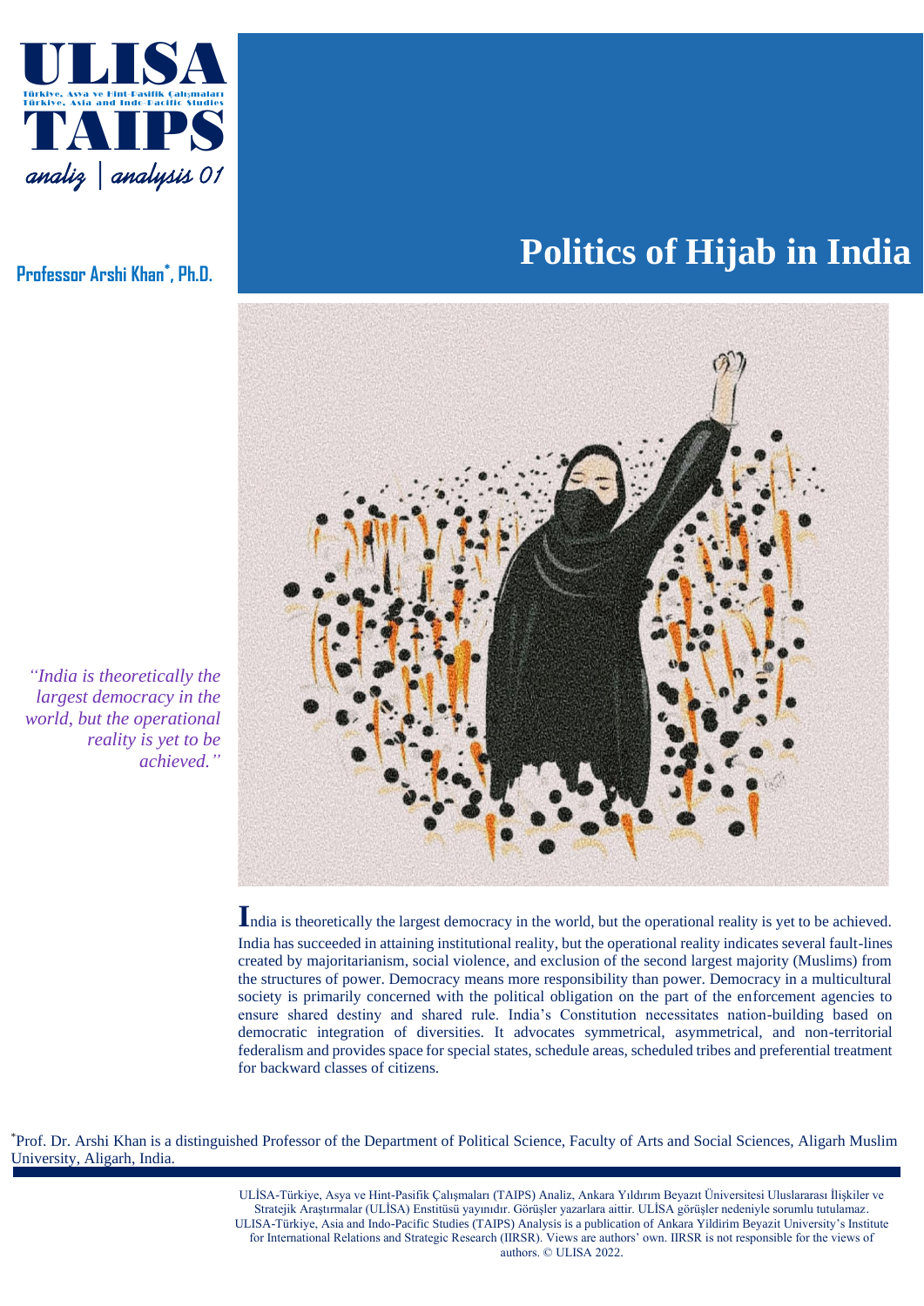# Politics of Hijab in India

**Professor Arshi Khan***, **Ph.D.**

*"India is theoretically the largest democracy in the world, but the operational reality is yet to be achieved."*

India is theoretically the largest democracy in the world, but the operational reality is yet to be achieved. India has succeeded in attaining institutional reality, but the operational reality indicates several fault-lines created by majoritarianism, social violence, and exclusion of the second largest majority (Muslims) from the structures of power. Democracy means more responsibility than power. Democracy in a multicultural society is primarily concerned with the political obligation on the part of the enforcement agencies to ensure shared destiny and shared rule. India's Constitution necessitates nation-building based on democratic integration of diversities. It advocates symmetrical, asymmetrical, and non-territorial federalism and provides space for special states, schedule areas, scheduled tribes and preferential treatment for backward classes of citizens.

*Prof. Dr. Arshi Khan is a distinguished Professor of the Department of Political Science, Faculty of Arts and Social Sciences, Aligarh Muslim University, Aligarh, India.

ULİSA-Türkiye, Asya ve Hint-Pasifik Çalışmaları (TAIPS) Analiz, Ankara Yıldırım Beyazıt Üniversitesi Uluslararası İlişkiler ve Stratejik Araştırmalar (ULİSA) Enstitüsü yayınıdır. Görüşler yazarlara aittir. ULİSA görüşler nedeniyle sorumlu tutulamaz.
ULISA-Türkiye, Asia and Indo-Pacific Studies (TAIPS) Analysis is a publication of Ankara Yildirim Beyazit University's Institute for International Relations and Strategic Research (IIRSR). Views are authors' own. IIRSR is not responsible for the views of authors. © ULISA 2022.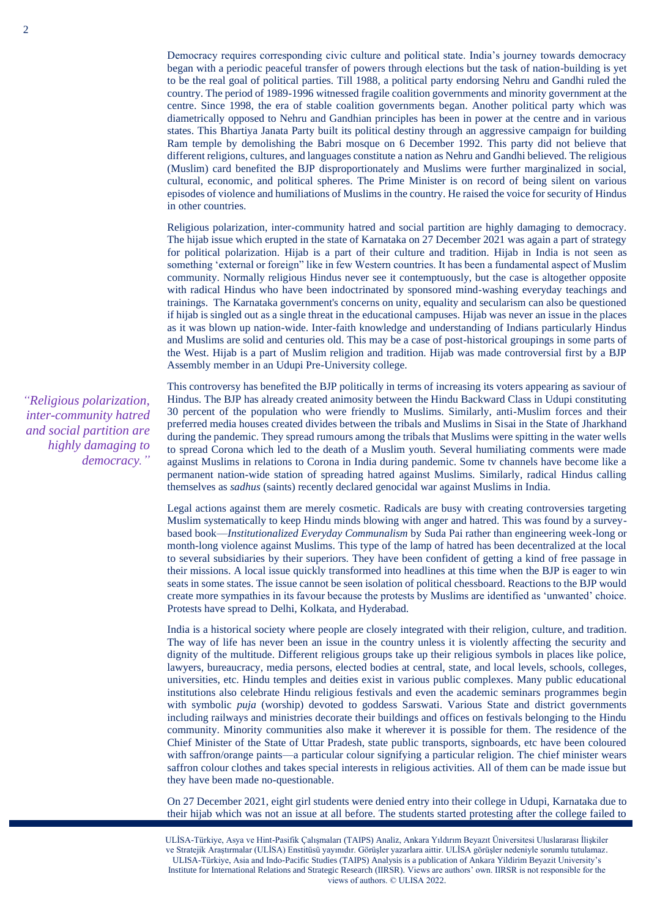Democracy requires corresponding civic culture and political state. India's journey towards democracy began with a periodic peaceful transfer of powers through elections but the task of nation-building is yet to be the real goal of political parties. Till 1988, a political party endorsing Nehru and Gandhi ruled the country. The period of 1989-1996 witnessed fragile coalition governments and minority government at the centre. Since 1998, the era of stable coalition governments began. Another political party which was diametrically opposed to Nehru and Gandhian principles has been in power at the centre and in various states. This Bhartiya Janata Party built its political destiny through an aggressive campaign for building Ram temple by demolishing the Babri mosque on 6 December 1992. This party did not believe that different religions, cultures, and languages constitute a nation as Nehru and Gandhi believed. The religious (Muslim) card benefited the BJP disproportionately and Muslims were further marginalized in social, cultural, economic, and political spheres. The Prime Minister is on record of being silent on various episodes of violence and humiliations of Muslims in the country. He raised the voice for security of Hindus in other countries.

Religious polarization, inter-community hatred and social partition are highly damaging to democracy. The hijab issue which erupted in the state of Karnataka on 27 December 2021 was again a part of strategy for political polarization. Hijab is a part of their culture and tradition. Hijab in India is not seen as something 'external or foreign" like in few Western countries. It has been a fundamental aspect of Muslim community. Normally religious Hindus never see it contemptuously, but the case is altogether opposite with radical Hindus who have been indoctrinated by sponsored mind-washing everyday teachings and trainings. The Karnataka government's concerns on unity, equality and secularism can also be questioned if hijab is singled out as a single threat in the educational campuses. Hijab was never an issue in the places as it was blown up nation-wide. Inter-faith knowledge and understanding of Indians particularly Hindus and Muslims are solid and centuries old. This may be a case of post-historical groupings in some parts of the West. Hijab is a part of Muslim religion and tradition. Hijab was made controversial first by a BJP Assembly member in an Udupi Pre-University college.

> *"Religious polarization, inter-community hatred and social partition are highly damaging to democracy."*

This controversy has benefited the BJP politically in terms of increasing its voters appearing as saviour of Hindus. The BJP has already created animosity between the Hindu Backward Class in Udupi constituting 30 percent of the population who were friendly to Muslims. Similarly, anti-Muslim forces and their preferred media houses created divides between the tribals and Muslims in Sisai in the State of Jharkhand during the pandemic. They spread rumours among the tribals that Muslims were spitting in the water wells to spread Corona which led to the death of a Muslim youth. Several humiliating comments were made against Muslims in relations to Corona in India during pandemic. Some tv channels have become like a permanent nation-wide station of spreading hatred against Muslims. Similarly, radical Hindus calling themselves as *sadhus* (saints) recently declared genocidal war against Muslims in India.

Legal actions against them are merely cosmetic. Radicals are busy with creating controversies targeting Muslim systematically to keep Hindu minds blowing with anger and hatred. This was found by a survey-based book—*Institutionalized Everyday Communalism* by Suda Pai rather than engineering week-long or month-long violence against Muslims. This type of the lamp of hatred has been decentralized at the local to several subsidiaries by their superiors. They have been confident of getting a kind of free passage in their missions. A local issue quickly transformed into headlines at this time when the BJP is eager to win seats in some states. The issue cannot be seen isolation of political chessboard. Reactions to the BJP would create more sympathies in its favour because the protests by Muslims are identified as 'unwanted' choice. Protests have spread to Delhi, Kolkata, and Hyderabad.

India is a historical society where people are closely integrated with their religion, culture, and tradition. The way of life has never been an issue in the country unless it is violently affecting the security and dignity of the multitude. Different religious groups take up their religious symbols in places like police, lawyers, bureaucracy, media persons, elected bodies at central, state, and local levels, schools, colleges, universities, etc. Hindu temples and deities exist in various public complexes. Many public educational institutions also celebrate Hindu religious festivals and even the academic seminars programmes begin with symbolic *puja* (worship) devoted to goddess Sarswati. Various State and district governments including railways and ministries decorate their buildings and offices on festivals belonging to the Hindu community. Minority communities also make it wherever it is possible for them. The residence of the Chief Minister of the State of Uttar Pradesh, state public transports, signboards, etc have been coloured with saffron/orange paints—a particular colour signifying a particular religion. The chief minister wears saffron colour clothes and takes special interests in religious activities. All of them can be made issue but they have been made no-questionable.

On 27 December 2021, eight girl students were denied entry into their college in Udupi, Karnataka due to their hijab which was not an issue at all before. The students started protesting after the college failed to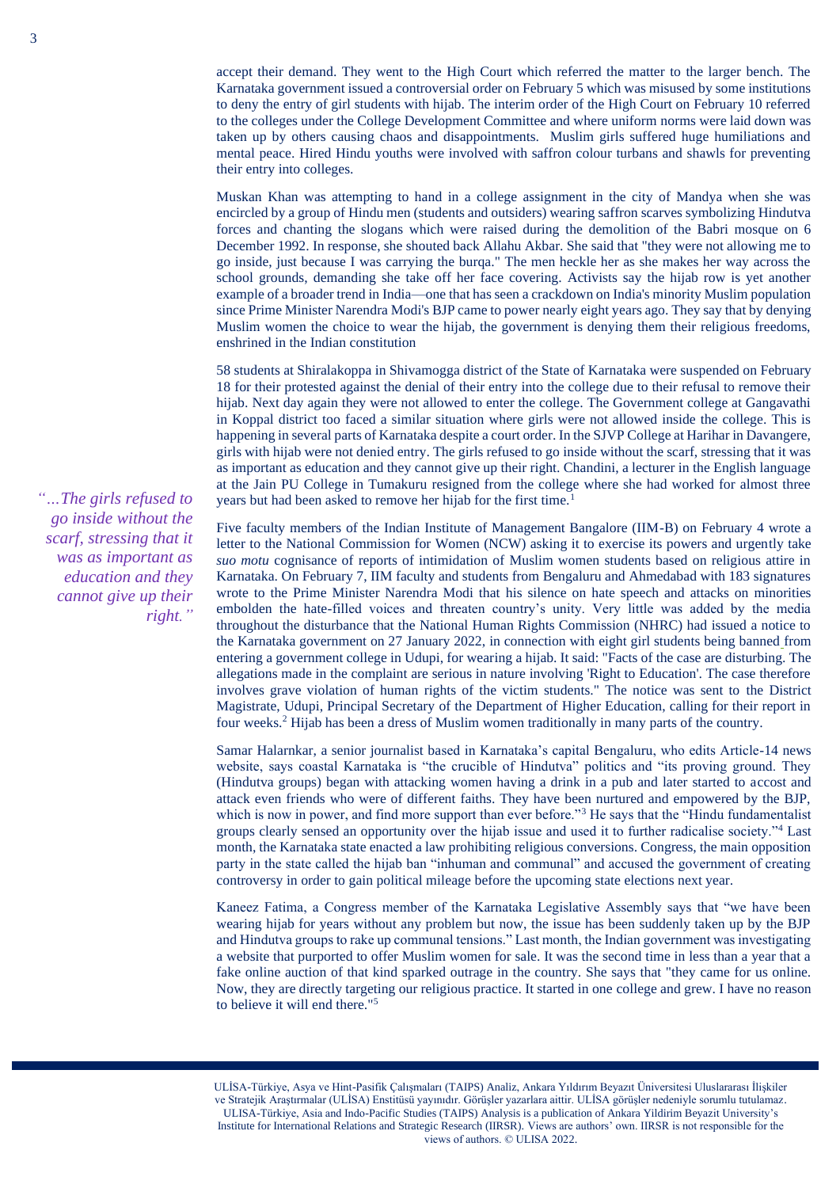accept their demand. They went to the High Court which referred the matter to the larger bench. The Karnataka government issued a controversial order on February 5 which was misused by some institutions to deny the entry of girl students with hijab. The interim order of the High Court on February 10 referred to the colleges under the College Development Committee and where uniform norms were laid down was taken up by others causing chaos and disappointments. Muslim girls suffered huge humiliations and mental peace. Hired Hindu youths were involved with saffron colour turbans and shawls for preventing their entry into colleges.

Muskan Khan was attempting to hand in a college assignment in the city of Mandya when she was encircled by a group of Hindu men (students and outsiders) wearing saffron scarves symbolizing Hindutva forces and chanting the slogans which were raised during the demolition of the Babri mosque on 6 December 1992. In response, she shouted back Allahu Akbar. She said that "they were not allowing me to go inside, just because I was carrying the burqa." The men heckle her as she makes her way across the school grounds, demanding she take off her face covering. Activists say the hijab row is yet another example of a broader trend in India—one that has seen a crackdown on India's minority Muslim population since Prime Minister Narendra Modi's BJP came to power nearly eight years ago. They say that by denying Muslim women the choice to wear the hijab, the government is denying them their religious freedoms, enshrined in the Indian constitution

58 students at Shiralakoppa in Shivamogga district of the State of Karnataka were suspended on February 18 for their protested against the denial of their entry into the college due to their refusal to remove their hijab. Next day again they were not allowed to enter the college. The Government college at Gangavathi in Koppal district too faced a similar situation where girls were not allowed inside the college. This is happening in several parts of Karnataka despite a court order. In the SJVP College at Harihar in Davangere, girls with hijab were not denied entry. The girls refused to go inside without the scarf, stressing that it was as important as education and they cannot give up their right. Chandini, a lecturer in the English language at the Jain PU College in Tumakuru resigned from the college where she had worked for almost three years but had been asked to remove her hijab for the first time.[1]

*"…The girls refused to go inside without the scarf, stressing that it was as important as education and they cannot give up their right."*

Five faculty members of the Indian Institute of Management Bangalore (IIM-B) on February 4 wrote a letter to the National Commission for Women (NCW) asking it to exercise its powers and urgently take *suo motu* cognisance of reports of intimidation of Muslim women students based on religious attire in Karnataka. On February 7, IIM faculty and students from Bengaluru and Ahmedabad with 183 signatures wrote to the Prime Minister Narendra Modi that his silence on hate speech and attacks on minorities embolden the hate-filled voices and threaten country's unity. Very little was added by the media throughout the disturbance that the National Human Rights Commission (NHRC) had issued a notice to the Karnataka government on 27 January 2022, in connection with eight girl students being banned from entering a government college in Udupi, for wearing a hijab. It said: "Facts of the case are disturbing. The allegations made in the complaint are serious in nature involving 'Right to Education'. The case therefore involves grave violation of human rights of the victim students." The notice was sent to the District Magistrate, Udupi, Principal Secretary of the Department of Higher Education, calling for their report in four weeks.[2] Hijab has been a dress of Muslim women traditionally in many parts of the country.

Samar Halarnkar, a senior journalist based in Karnataka's capital Bengaluru, who edits Article-14 news website, says coastal Karnataka is "the crucible of Hindutva" politics and "its proving ground. They (Hindutva groups) began with attacking women having a drink in a pub and later started to accost and attack even friends who were of different faiths. They have been nurtured and empowered by the BJP, which is now in power, and find more support than ever before."[3] He says that the "Hindu fundamentalist groups clearly sensed an opportunity over the hijab issue and used it to further radicalise society."[4] Last month, the Karnataka state enacted a law prohibiting religious conversions. Congress, the main opposition party in the state called the hijab ban "inhuman and communal" and accused the government of creating controversy in order to gain political mileage before the upcoming state elections next year.

Kaneez Fatima, a Congress member of the Karnataka Legislative Assembly says that "we have been wearing hijab for years without any problem but now, the issue has been suddenly taken up by the BJP and Hindutva groups to rake up communal tensions." Last month, the Indian government was investigating a website that purported to offer Muslim women for sale. It was the second time in less than a year that a fake online auction of that kind sparked outrage in the country. She says that "they came for us online. Now, they are directly targeting our religious practice. It started in one college and grew. I have no reason to believe it will end there."[5]

ULİSA-Türkiye, Asya ve Hint-Pasifik Çalışmaları (TAIPS) Analiz, Ankara Yıldırım Beyazıt Üniversitesi Uluslararası İlişkiler ve Stratejik Araştırmalar (ULİSA) Enstitüsü yayınıdır. Görüşler yazarlara aittir. ULİSA görüşler nedeniyle sorumlu tutulamaz. ULISA-Türkiye, Asia and Indo-Pacific Studies (TAIPS) Analysis is a publication of Ankara Yildirim Beyazit University's Institute for International Relations and Strategic Research (IIRSR). Views are authors' own. IIRSR is not responsible for the views of authors. © ULISA 2022.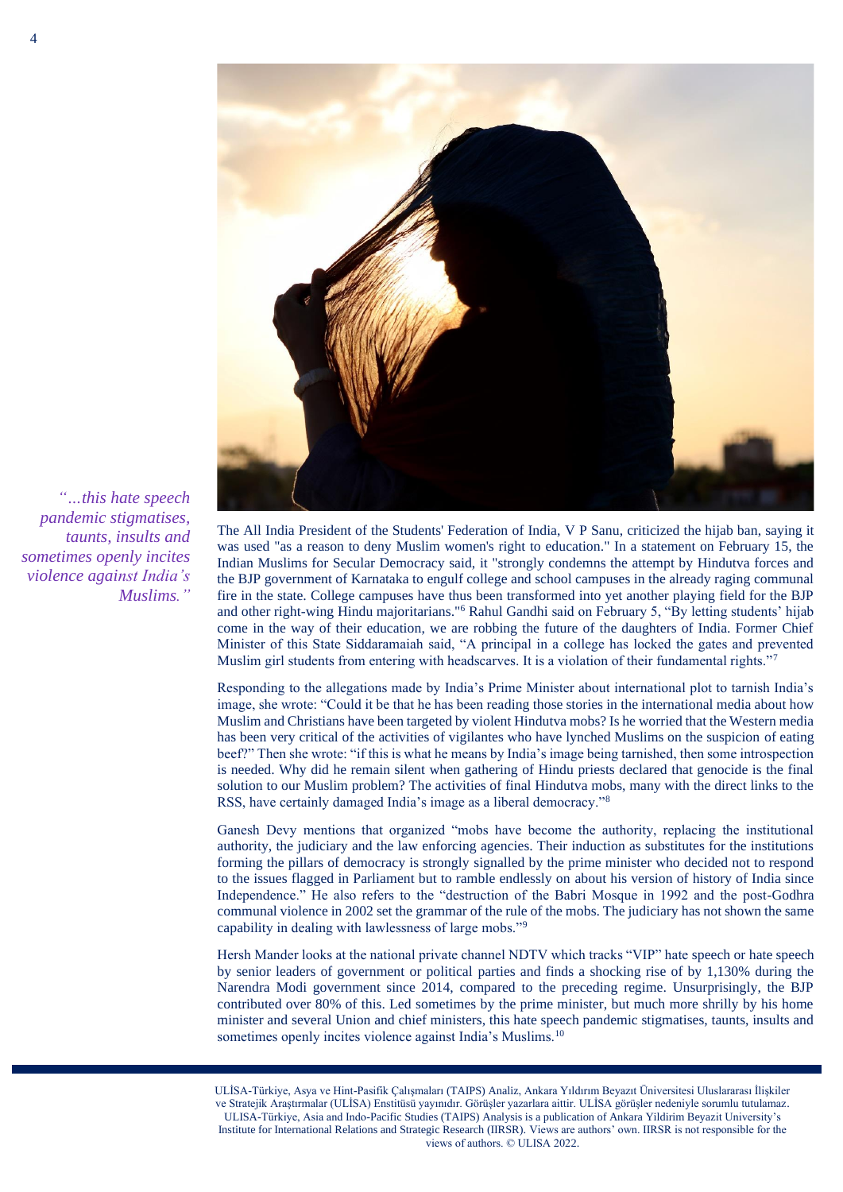*"...this hate speech pandemic stigmatises, taunts, insults and sometimes openly incites violence against India's Muslims."*

The All India President of the Students' Federation of India, V P Sanu, criticized the hijab ban, saying it was used "as a reason to deny Muslim women's right to education." In a statement on February 15, the Indian Muslims for Secular Democracy said, it "strongly condemns the attempt by Hindutva forces and the BJP government of Karnataka to engulf college and school campuses in the already raging communal fire in the state. College campuses have thus been transformed into yet another playing field for the BJP and other right-wing Hindu majoritarians."[6] Rahul Gandhi said on February 5, "By letting students' hijab come in the way of their education, we are robbing the future of the daughters of India. Former Chief Minister of this State Siddaramaiah said, "A principal in a college has locked the gates and prevented Muslim girl students from entering with headscarves. It is a violation of their fundamental rights."[7]

Responding to the allegations made by India's Prime Minister about international plot to tarnish India's image, she wrote: "Could it be that he has been reading those stories in the international media about how Muslim and Christians have been targeted by violent Hindutva mobs? Is he worried that the Western media has been very critical of the activities of vigilantes who have lynched Muslims on the suspicion of eating beef?" Then she wrote: "if this is what he means by India's image being tarnished, then some introspection is needed. Why did he remain silent when gathering of Hindu priests declared that genocide is the final solution to our Muslim problem? The activities of final Hindutva mobs, many with the direct links to the RSS, have certainly damaged India's image as a liberal democracy."[8]

Ganesh Devy mentions that organized "mobs have become the authority, replacing the institutional authority, the judiciary and the law enforcing agencies. Their induction as substitutes for the institutions forming the pillars of democracy is strongly signalled by the prime minister who decided not to respond to the issues flagged in Parliament but to ramble endlessly on about his version of history of India since Independence." He also refers to the "destruction of the Babri Mosque in 1992 and the post-Godhra communal violence in 2002 set the grammar of the rule of the mobs. The judiciary has not shown the same capability in dealing with lawlessness of large mobs."[9]

Hersh Mander looks at the national private channel NDTV which tracks "VIP" hate speech or hate speech by senior leaders of government or political parties and finds a shocking rise of by 1,130% during the Narendra Modi government since 2014, compared to the preceding regime. Unsurprisingly, the BJP contributed over 80% of this. Led sometimes by the prime minister, but much more shrilly by his home minister and several Union and chief ministers, this hate speech pandemic stigmatises, taunts, insults and sometimes openly incites violence against India's Muslims.[10]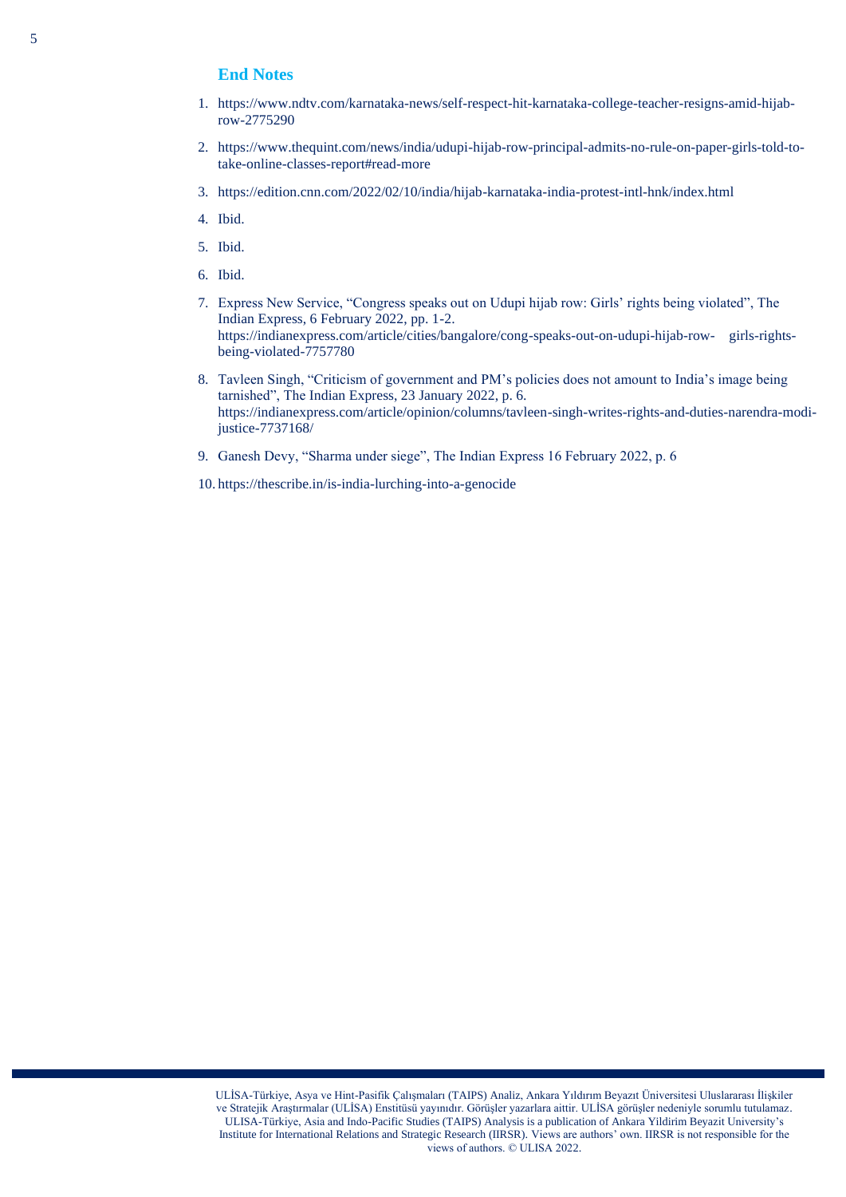## End Notes

1. https://www.ndtv.com/karnataka-news/self-respect-hit-karnataka-college-teacher-resigns-amid-hijab-row-2775290
2. https://www.thequint.com/news/india/udupi-hijab-row-principal-admits-no-rule-on-paper-girls-told-to-take-online-classes-report#read-more
3. https://edition.cnn.com/2022/02/10/india/hijab-karnataka-india-protest-intl-hnk/index.html
4. Ibid.
5. Ibid.
6. Ibid.
7. Express New Service, "Congress speaks out on Udupi hijab row: Girls' rights being violated", The Indian Express, 6 February 2022, pp. 1-2. https://indianexpress.com/article/cities/bangalore/cong-speaks-out-on-udupi-hijab-row- girls-rights-being-violated-7757780
8. Tavleen Singh, "Criticism of government and PM's policies does not amount to India's image being tarnished", The Indian Express, 23 January 2022, p. 6. https://indianexpress.com/article/opinion/columns/tavleen-singh-writes-rights-and-duties-narendra-modi-justice-7737168/
9. Ganesh Devy, "Sharma under siege", The Indian Express 16 February 2022, p. 6
10. https://thescribe.in/is-india-lurching-into-a-genocide

ULİSA-Türkiye, Asya ve Hint-Pasifik Çalışmaları (TAIPS) Analiz, Ankara Yıldırım Beyazıt Üniversitesi Uluslararası İlişkiler ve Stratejik Araştırmalar (ULİSA) Enstitüsü yayınıdır. Görüşler yazarlara aittir. ULİSA görüşler nedeniyle sorumlu tutulamaz. ULISA-Türkiye, Asia and Indo-Pacific Studies (TAIPS) Analysis is a publication of Ankara Yildirim Beyazit University's Institute for International Relations and Strategic Research (IIRSR). Views are authors' own. IIRSR is not responsible for the views of authors. © ULISA 2022.